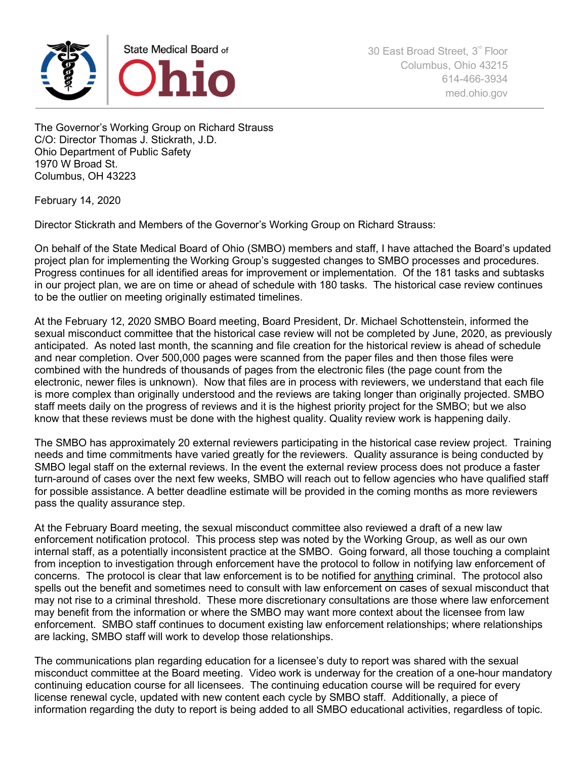State Medical Board of **Ohio**

30 East Broad Street, 3rd Floor
Columbus, Ohio 43215
614-466-3934
med.ohio.gov

The Governor's Working Group on Richard Strauss
C/O: Director Thomas J. Stickrath, J.D.
Ohio Department of Public Safety
1970 W Broad St.
Columbus, OH 43223

February 14, 2020

Director Stickrath and Members of the Governor's Working Group on Richard Strauss:

On behalf of the State Medical Board of Ohio (SMBO) members and staff, I have attached the Board's updated project plan for implementing the Working Group's suggested changes to SMBO processes and procedures. Progress continues for all identified areas for improvement or implementation. Of the 181 tasks and subtasks in our project plan, we are on time or ahead of schedule with 180 tasks. The historical case review continues to be the outlier on meeting originally estimated timelines.

At the February 12, 2020 SMBO Board meeting, Board President, Dr. Michael Schottenstein, informed the sexual misconduct committee that the historical case review will not be completed by June, 2020, as previously anticipated. As noted last month, the scanning and file creation for the historical review is ahead of schedule and near completion. Over 500,000 pages were scanned from the paper files and then those files were combined with the hundreds of thousands of pages from the electronic files (the page count from the electronic, newer files is unknown). Now that files are in process with reviewers, we understand that each file is more complex than originally understood and the reviews are taking longer than originally projected. SMBO staff meets daily on the progress of reviews and it is the highest priority project for the SMBO; but we also know that these reviews must be done with the highest quality. Quality review work is happening daily.

The SMBO has approximately 20 external reviewers participating in the historical case review project. Training needs and time commitments have varied greatly for the reviewers. Quality assurance is being conducted by SMBO legal staff on the external reviews. In the event the external review process does not produce a faster turn-around of cases over the next few weeks, SMBO will reach out to fellow agencies who have qualified staff for possible assistance. A better deadline estimate will be provided in the coming months as more reviewers pass the quality assurance step.

At the February Board meeting, the sexual misconduct committee also reviewed a draft of a new law enforcement notification protocol. This process step was noted by the Working Group, as well as our own internal staff, as a potentially inconsistent practice at the SMBO. Going forward, all those touching a complaint from inception to investigation through enforcement have the protocol to follow in notifying law enforcement of concerns. The protocol is clear that law enforcement is to be notified for <u>anything</u> criminal. The protocol also spells out the benefit and sometimes need to consult with law enforcement on cases of sexual misconduct that may not rise to a criminal threshold. These more discretionary consultations are those where law enforcement may benefit from the information or where the SMBO may want more context about the licensee from law enforcement. SMBO staff continues to document existing law enforcement relationships; where relationships are lacking, SMBO staff will work to develop those relationships.

The communications plan regarding education for a licensee's duty to report was shared with the sexual misconduct committee at the Board meeting. Video work is underway for the creation of a one-hour mandatory continuing education course for all licensees. The continuing education course will be required for every license renewal cycle, updated with new content each cycle by SMBO staff. Additionally, a piece of information regarding the duty to report is being added to all SMBO educational activities, regardless of topic.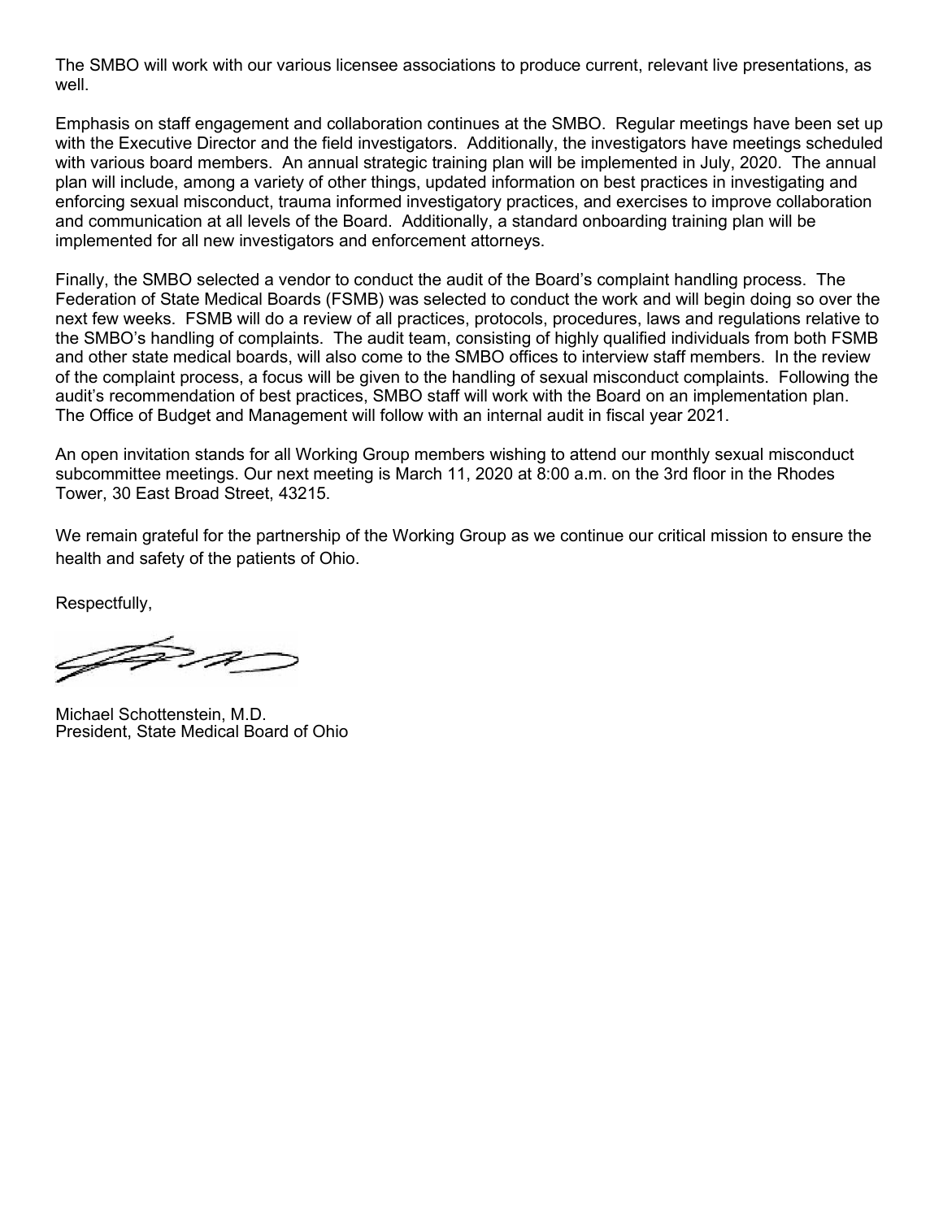The SMBO will work with our various licensee associations to produce current, relevant live presentations, as well.

Emphasis on staff engagement and collaboration continues at the SMBO. Regular meetings have been set up with the Executive Director and the field investigators. Additionally, the investigators have meetings scheduled with various board members. An annual strategic training plan will be implemented in July, 2020. The annual plan will include, among a variety of other things, updated information on best practices in investigating and enforcing sexual misconduct, trauma informed investigatory practices, and exercises to improve collaboration and communication at all levels of the Board. Additionally, a standard onboarding training plan will be implemented for all new investigators and enforcement attorneys.

Finally, the SMBO selected a vendor to conduct the audit of the Board's complaint handling process. The Federation of State Medical Boards (FSMB) was selected to conduct the work and will begin doing so over the next few weeks. FSMB will do a review of all practices, protocols, procedures, laws and regulations relative to the SMBO's handling of complaints. The audit team, consisting of highly qualified individuals from both FSMB and other state medical boards, will also come to the SMBO offices to interview staff members. In the review of the complaint process, a focus will be given to the handling of sexual misconduct complaints. Following the audit's recommendation of best practices, SMBO staff will work with the Board on an implementation plan. The Office of Budget and Management will follow with an internal audit in fiscal year 2021.

An open invitation stands for all Working Group members wishing to attend our monthly sexual misconduct subcommittee meetings. Our next meeting is March 11, 2020 at 8:00 a.m. on the 3rd floor in the Rhodes Tower, 30 East Broad Street, 43215.

We remain grateful for the partnership of the Working Group as we continue our critical mission to ensure the health and safety of the patients of Ohio.

Respectfully,

Michael Schottenstein, M.D.
President, State Medical Board of Ohio